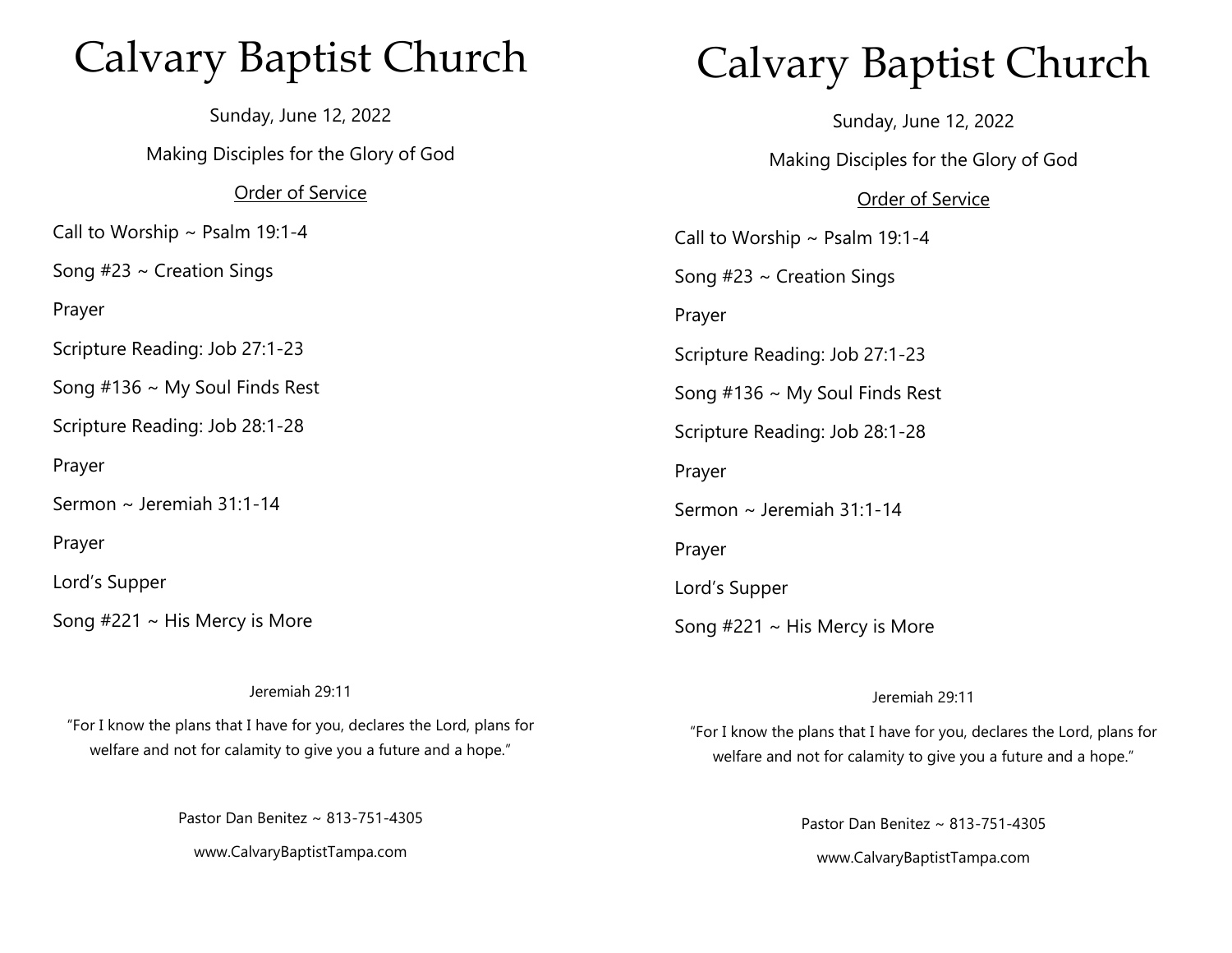# Calvary Baptist Church

Sunday, June 12, 2022

Making Disciples for the Glory of God

Order of Service

Call to Worship ~ Psalm 19:1-4

Song #23 ~ Creation Sings

Prayer

Scripture Reading: Job 27:1-23

Song #136 ~ My Soul Finds Rest

Scripture Reading: Job 28:1-28

Prayer

Sermon ~ Jeremiah 31:1-14

Prayer

Lord's Supper

Song #221 ~ His Mercy is More

Jeremiah 29:11

"For I know the plans that I have for you, declares the Lord, plans for welfare and not for calamity to give you a future and a hope."

Pastor Dan Benitez ~ 813-751-4305

www.CalvaryBaptistTampa.com

# Calvary Baptist Church

Sunday, June 12, 2022

Making Disciples for the Glory of God

Order of Service

Call to Worship ~ Psalm 19:1-4

Song #23 ~ Creation Sings

Prayer

Scripture Reading: Job 27:1-23

Song #136 ~ My Soul Finds Rest

Scripture Reading: Job 28:1-28

Prayer

Sermon ~ Jeremiah 31:1-14

Prayer

Lord's Supper

Song #221 ~ His Mercy is More

Jeremiah 29:11

"For I know the plans that I have for you, declares the Lord, plans for welfare and not for calamity to give you a future and a hope."

Pastor Dan Benitez ~ 813-751-4305

www.CalvaryBaptistTampa.com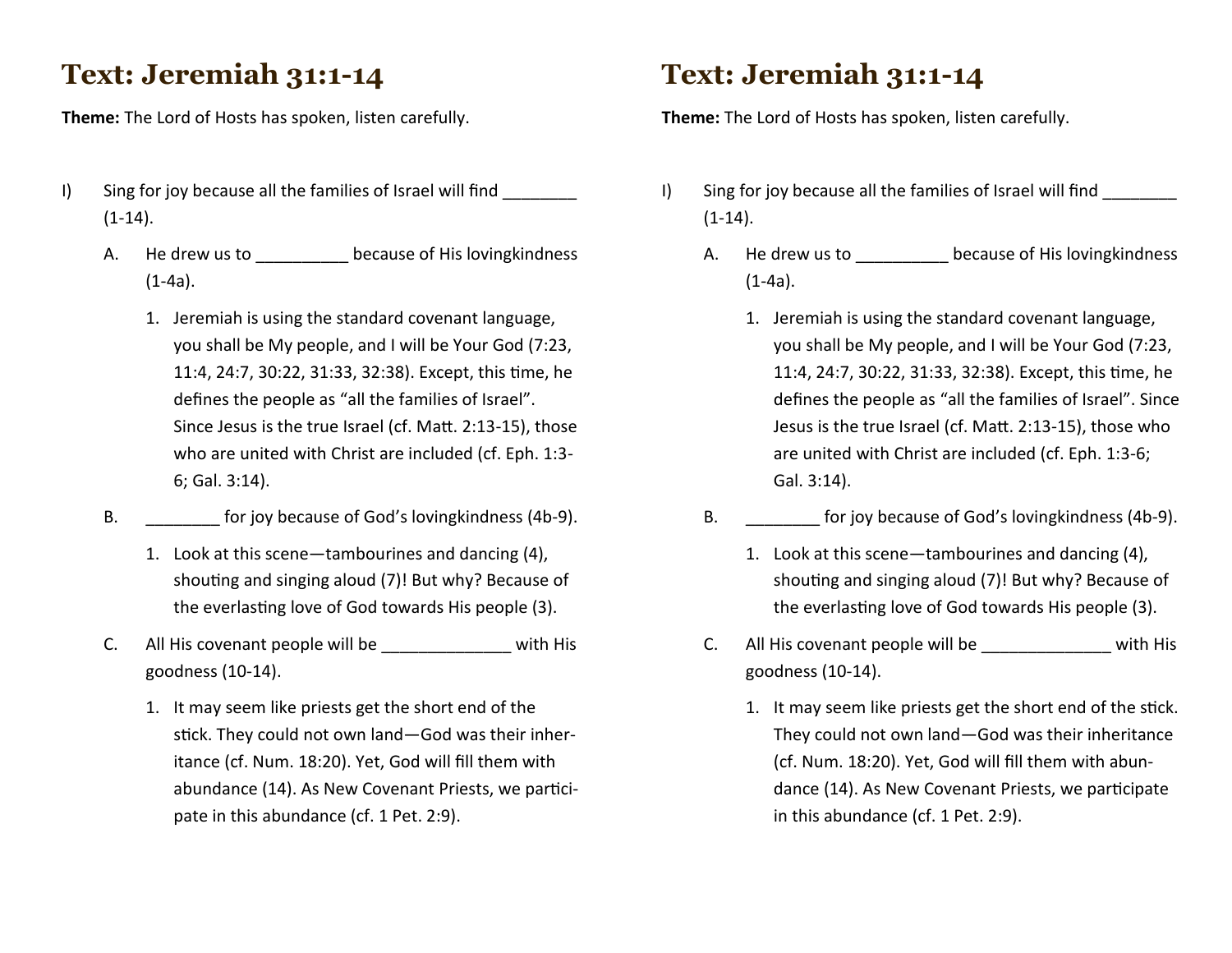# Text: Jeremiah 31:1-14

**Theme:** The Lord of Hosts has spoken, listen carefully.

I) Sing for joy because all the families of Israel will find ________ (1-14).

   A. He drew us to __________ because of His lovingkindness (1-4a).

      1. Jeremiah is using the standard covenant language, you shall be My people, and I will be Your God (7:23, 11:4, 24:7, 30:22, 31:33, 32:38). Except, this time, he defines the people as "all the families of Israel". Since Jesus is the true Israel (cf. Matt. 2:13-15), those who are united with Christ are included (cf. Eph. 1:3-6; Gal. 3:14).

   B. ________ for joy because of God's lovingkindness (4b-9).

      1. Look at this scene—tambourines and dancing (4), shouting and singing aloud (7)! But why? Because of the everlasting love of God towards His people (3).

   C. All His covenant people will be ______________ with His goodness (10-14).

      1. It may seem like priests get the short end of the stick. They could not own land—God was their inheritance (cf. Num. 18:20). Yet, God will fill them with abundance (14). As New Covenant Priests, we participate in this abundance (cf. 1 Pet. 2:9).

# Text: Jeremiah 31:1-14

**Theme:** The Lord of Hosts has spoken, listen carefully.

I) Sing for joy because all the families of Israel will find ________ (1-14).

   A. He drew us to __________ because of His lovingkindness (1-4a).

      1. Jeremiah is using the standard covenant language, you shall be My people, and I will be Your God (7:23, 11:4, 24:7, 30:22, 31:33, 32:38). Except, this time, he defines the people as "all the families of Israel". Since Jesus is the true Israel (cf. Matt. 2:13-15), those who are united with Christ are included (cf. Eph. 1:3-6; Gal. 3:14).

   B. ________ for joy because of God's lovingkindness (4b-9).

      1. Look at this scene—tambourines and dancing (4), shouting and singing aloud (7)! But why? Because of the everlasting love of God towards His people (3).

   C. All His covenant people will be ______________ with His goodness (10-14).

      1. It may seem like priests get the short end of the stick. They could not own land—God was their inheritance (cf. Num. 18:20). Yet, God will fill them with abundance (14). As New Covenant Priests, we participate in this abundance (cf. 1 Pet. 2:9).